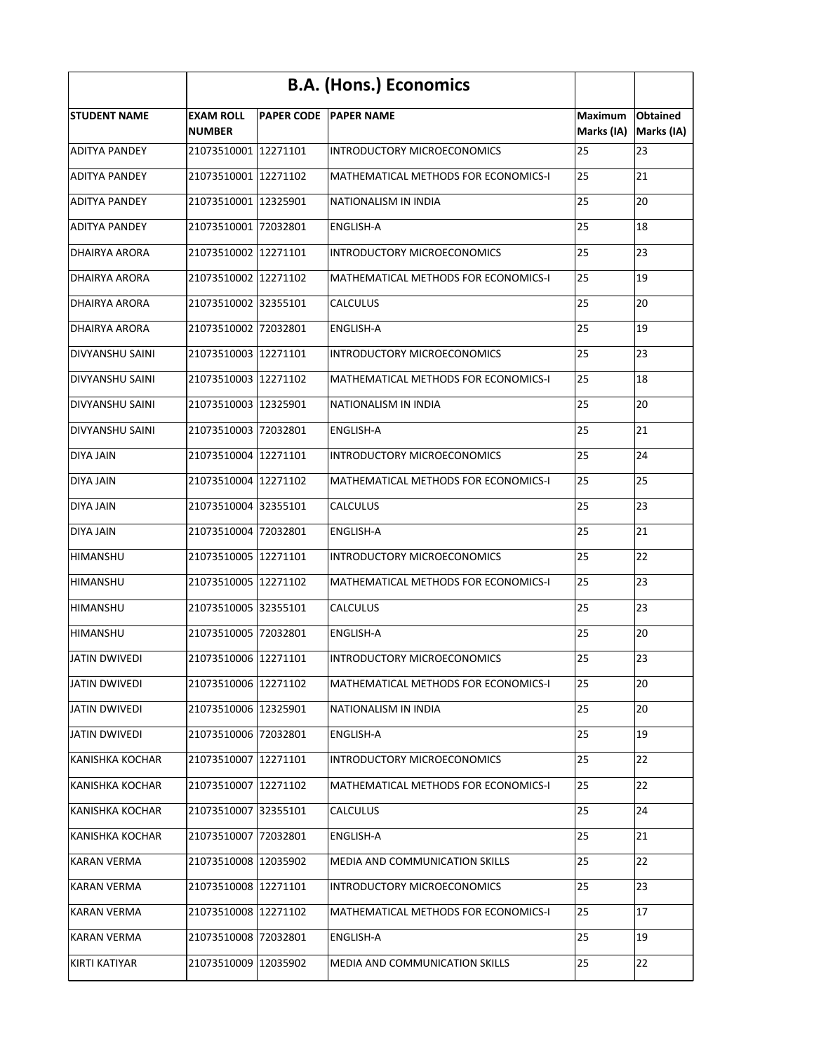| | B.A. (Hons.) Economics | | | | |
|---|---|---|---|---|---|
| **STUDENT NAME** | **EXAM ROLL NUMBER** | **PAPER CODE** | **PAPER NAME** | **Maximum Marks (IA)** | **Obtained Marks (IA)** |
| ADITYA PANDEY | 21073510001 | 12271101 | INTRODUCTORY MICROECONOMICS | 25 | 23 |
| ADITYA PANDEY | 21073510001 | 12271102 | MATHEMATICAL METHODS FOR ECONOMICS-I | 25 | 21 |
| ADITYA PANDEY | 21073510001 | 12325901 | NATIONALISM IN INDIA | 25 | 20 |
| ADITYA PANDEY | 21073510001 | 72032801 | ENGLISH-A | 25 | 18 |
| DHAIRYA ARORA | 21073510002 | 12271101 | INTRODUCTORY MICROECONOMICS | 25 | 23 |
| DHAIRYA ARORA | 21073510002 | 12271102 | MATHEMATICAL METHODS FOR ECONOMICS-I | 25 | 19 |
| DHAIRYA ARORA | 21073510002 | 32355101 | CALCULUS | 25 | 20 |
| DHAIRYA ARORA | 21073510002 | 72032801 | ENGLISH-A | 25 | 19 |
| DIVYANSHU SAINI | 21073510003 | 12271101 | INTRODUCTORY MICROECONOMICS | 25 | 23 |
| DIVYANSHU SAINI | 21073510003 | 12271102 | MATHEMATICAL METHODS FOR ECONOMICS-I | 25 | 18 |
| DIVYANSHU SAINI | 21073510003 | 12325901 | NATIONALISM IN INDIA | 25 | 20 |
| DIVYANSHU SAINI | 21073510003 | 72032801 | ENGLISH-A | 25 | 21 |
| DIYA JAIN | 21073510004 | 12271101 | INTRODUCTORY MICROECONOMICS | 25 | 24 |
| DIYA JAIN | 21073510004 | 12271102 | MATHEMATICAL METHODS FOR ECONOMICS-I | 25 | 25 |
| DIYA JAIN | 21073510004 | 32355101 | CALCULUS | 25 | 23 |
| DIYA JAIN | 21073510004 | 72032801 | ENGLISH-A | 25 | 21 |
| HIMANSHU | 21073510005 | 12271101 | INTRODUCTORY MICROECONOMICS | 25 | 22 |
| HIMANSHU | 21073510005 | 12271102 | MATHEMATICAL METHODS FOR ECONOMICS-I | 25 | 23 |
| HIMANSHU | 21073510005 | 32355101 | CALCULUS | 25 | 23 |
| HIMANSHU | 21073510005 | 72032801 | ENGLISH-A | 25 | 20 |
| JATIN DWIVEDI | 21073510006 | 12271101 | INTRODUCTORY MICROECONOMICS | 25 | 23 |
| JATIN DWIVEDI | 21073510006 | 12271102 | MATHEMATICAL METHODS FOR ECONOMICS-I | 25 | 20 |
| JATIN DWIVEDI | 21073510006 | 12325901 | NATIONALISM IN INDIA | 25 | 20 |
| JATIN DWIVEDI | 21073510006 | 72032801 | ENGLISH-A | 25 | 19 |
| KANISHKA KOCHAR | 21073510007 | 12271101 | INTRODUCTORY MICROECONOMICS | 25 | 22 |
| KANISHKA KOCHAR | 21073510007 | 12271102 | MATHEMATICAL METHODS FOR ECONOMICS-I | 25 | 22 |
| KANISHKA KOCHAR | 21073510007 | 32355101 | CALCULUS | 25 | 24 |
| KANISHKA KOCHAR | 21073510007 | 72032801 | ENGLISH-A | 25 | 21 |
| KARAN VERMA | 21073510008 | 12035902 | MEDIA AND COMMUNICATION SKILLS | 25 | 22 |
| KARAN VERMA | 21073510008 | 12271101 | INTRODUCTORY MICROECONOMICS | 25 | 23 |
| KARAN VERMA | 21073510008 | 12271102 | MATHEMATICAL METHODS FOR ECONOMICS-I | 25 | 17 |
| KARAN VERMA | 21073510008 | 72032801 | ENGLISH-A | 25 | 19 |
| KIRTI KATIYAR | 21073510009 | 12035902 | MEDIA AND COMMUNICATION SKILLS | 25 | 22 |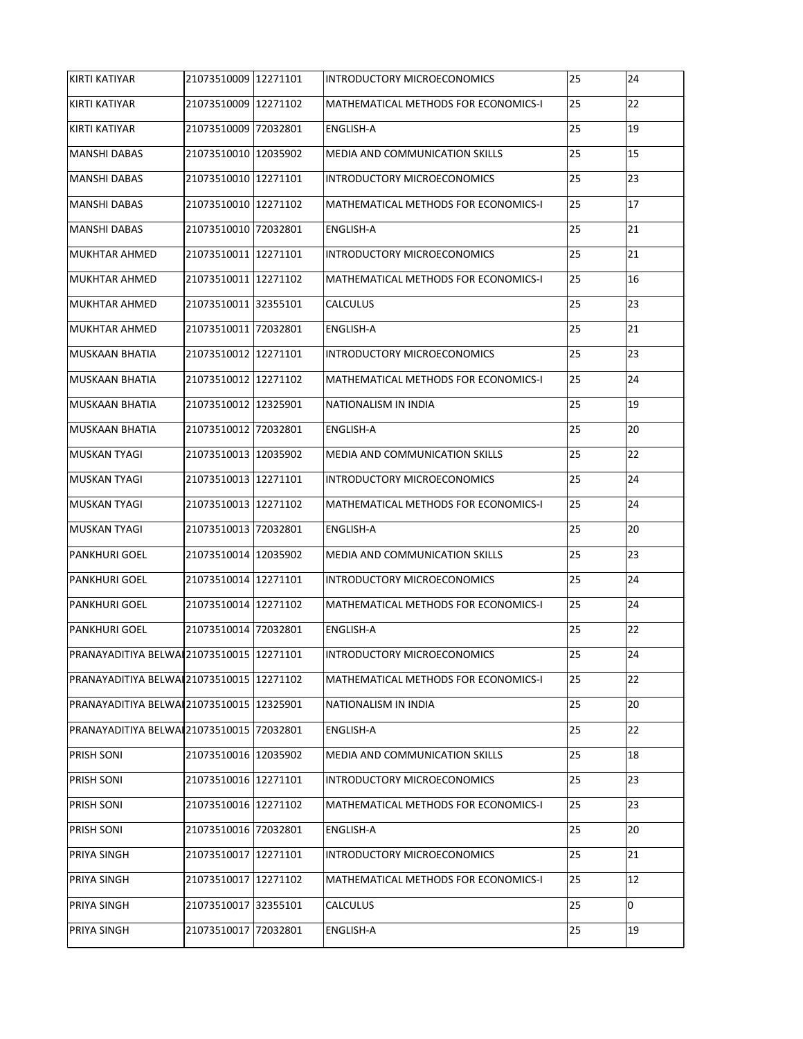| | | | | | |
|---|---|---|---|---|---|
| KIRTI KATIYAR | 21073510009 | 12271101 | INTRODUCTORY MICROECONOMICS | 25 | 24 |
| KIRTI KATIYAR | 21073510009 | 12271102 | MATHEMATICAL METHODS FOR ECONOMICS-I | 25 | 22 |
| KIRTI KATIYAR | 21073510009 | 72032801 | ENGLISH-A | 25 | 19 |
| MANSHI DABAS | 21073510010 | 12035902 | MEDIA AND COMMUNICATION SKILLS | 25 | 15 |
| MANSHI DABAS | 21073510010 | 12271101 | INTRODUCTORY MICROECONOMICS | 25 | 23 |
| MANSHI DABAS | 21073510010 | 12271102 | MATHEMATICAL METHODS FOR ECONOMICS-I | 25 | 17 |
| MANSHI DABAS | 21073510010 | 72032801 | ENGLISH-A | 25 | 21 |
| MUKHTAR AHMED | 21073510011 | 12271101 | INTRODUCTORY MICROECONOMICS | 25 | 21 |
| MUKHTAR AHMED | 21073510011 | 12271102 | MATHEMATICAL METHODS FOR ECONOMICS-I | 25 | 16 |
| MUKHTAR AHMED | 21073510011 | 32355101 | CALCULUS | 25 | 23 |
| MUKHTAR AHMED | 21073510011 | 72032801 | ENGLISH-A | 25 | 21 |
| MUSKAAN BHATIA | 21073510012 | 12271101 | INTRODUCTORY MICROECONOMICS | 25 | 23 |
| MUSKAAN BHATIA | 21073510012 | 12271102 | MATHEMATICAL METHODS FOR ECONOMICS-I | 25 | 24 |
| MUSKAAN BHATIA | 21073510012 | 12325901 | NATIONALISM IN INDIA | 25 | 19 |
| MUSKAAN BHATIA | 21073510012 | 72032801 | ENGLISH-A | 25 | 20 |
| MUSKAN TYAGI | 21073510013 | 12035902 | MEDIA AND COMMUNICATION SKILLS | 25 | 22 |
| MUSKAN TYAGI | 21073510013 | 12271101 | INTRODUCTORY MICROECONOMICS | 25 | 24 |
| MUSKAN TYAGI | 21073510013 | 12271102 | MATHEMATICAL METHODS FOR ECONOMICS-I | 25 | 24 |
| MUSKAN TYAGI | 21073510013 | 72032801 | ENGLISH-A | 25 | 20 |
| PANKHURI GOEL | 21073510014 | 12035902 | MEDIA AND COMMUNICATION SKILLS | 25 | 23 |
| PANKHURI GOEL | 21073510014 | 12271101 | INTRODUCTORY MICROECONOMICS | 25 | 24 |
| PANKHURI GOEL | 21073510014 | 12271102 | MATHEMATICAL METHODS FOR ECONOMICS-I | 25 | 24 |
| PANKHURI GOEL | 21073510014 | 72032801 | ENGLISH-A | 25 | 22 |
| PRANAYADITIYA BELWAI | 21073510015 | 12271101 | INTRODUCTORY MICROECONOMICS | 25 | 24 |
| PRANAYADITIYA BELWAI | 21073510015 | 12271102 | MATHEMATICAL METHODS FOR ECONOMICS-I | 25 | 22 |
| PRANAYADITIYA BELWAI | 21073510015 | 12325901 | NATIONALISM IN INDIA | 25 | 20 |
| PRANAYADITIYA BELWAI | 21073510015 | 72032801 | ENGLISH-A | 25 | 22 |
| PRISH SONI | 21073510016 | 12035902 | MEDIA AND COMMUNICATION SKILLS | 25 | 18 |
| PRISH SONI | 21073510016 | 12271101 | INTRODUCTORY MICROECONOMICS | 25 | 23 |
| PRISH SONI | 21073510016 | 12271102 | MATHEMATICAL METHODS FOR ECONOMICS-I | 25 | 23 |
| PRISH SONI | 21073510016 | 72032801 | ENGLISH-A | 25 | 20 |
| PRIYA SINGH | 21073510017 | 12271101 | INTRODUCTORY MICROECONOMICS | 25 | 21 |
| PRIYA SINGH | 21073510017 | 12271102 | MATHEMATICAL METHODS FOR ECONOMICS-I | 25 | 12 |
| PRIYA SINGH | 21073510017 | 32355101 | CALCULUS | 25 | 0 |
| PRIYA SINGH | 21073510017 | 72032801 | ENGLISH-A | 25 | 19 |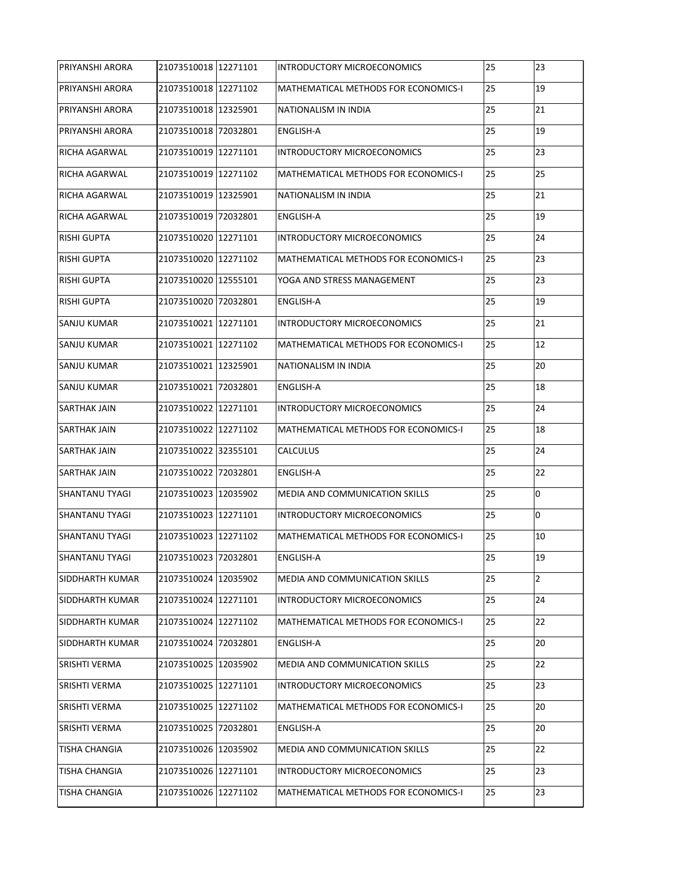| | | | | | |
|---|---|---|---|---|---|
| PRIYANSHI ARORA | 21073510018 | 12271101 | INTRODUCTORY MICROECONOMICS | 25 | 23 |
| PRIYANSHI ARORA | 21073510018 | 12271102 | MATHEMATICAL METHODS FOR ECONOMICS-I | 25 | 19 |
| PRIYANSHI ARORA | 21073510018 | 12325901 | NATIONALISM IN INDIA | 25 | 21 |
| PRIYANSHI ARORA | 21073510018 | 72032801 | ENGLISH-A | 25 | 19 |
| RICHA AGARWAL | 21073510019 | 12271101 | INTRODUCTORY MICROECONOMICS | 25 | 23 |
| RICHA AGARWAL | 21073510019 | 12271102 | MATHEMATICAL METHODS FOR ECONOMICS-I | 25 | 25 |
| RICHA AGARWAL | 21073510019 | 12325901 | NATIONALISM IN INDIA | 25 | 21 |
| RICHA AGARWAL | 21073510019 | 72032801 | ENGLISH-A | 25 | 19 |
| RISHI GUPTA | 21073510020 | 12271101 | INTRODUCTORY MICROECONOMICS | 25 | 24 |
| RISHI GUPTA | 21073510020 | 12271102 | MATHEMATICAL METHODS FOR ECONOMICS-I | 25 | 23 |
| RISHI GUPTA | 21073510020 | 12555101 | YOGA AND STRESS MANAGEMENT | 25 | 23 |
| RISHI GUPTA | 21073510020 | 72032801 | ENGLISH-A | 25 | 19 |
| SANJU KUMAR | 21073510021 | 12271101 | INTRODUCTORY MICROECONOMICS | 25 | 21 |
| SANJU KUMAR | 21073510021 | 12271102 | MATHEMATICAL METHODS FOR ECONOMICS-I | 25 | 12 |
| SANJU KUMAR | 21073510021 | 12325901 | NATIONALISM IN INDIA | 25 | 20 |
| SANJU KUMAR | 21073510021 | 72032801 | ENGLISH-A | 25 | 18 |
| SARTHAK JAIN | 21073510022 | 12271101 | INTRODUCTORY MICROECONOMICS | 25 | 24 |
| SARTHAK JAIN | 21073510022 | 12271102 | MATHEMATICAL METHODS FOR ECONOMICS-I | 25 | 18 |
| SARTHAK JAIN | 21073510022 | 32355101 | CALCULUS | 25 | 24 |
| SARTHAK JAIN | 21073510022 | 72032801 | ENGLISH-A | 25 | 22 |
| SHANTANU TYAGI | 21073510023 | 12035902 | MEDIA AND COMMUNICATION SKILLS | 25 | 0 |
| SHANTANU TYAGI | 21073510023 | 12271101 | INTRODUCTORY MICROECONOMICS | 25 | 0 |
| SHANTANU TYAGI | 21073510023 | 12271102 | MATHEMATICAL METHODS FOR ECONOMICS-I | 25 | 10 |
| SHANTANU TYAGI | 21073510023 | 72032801 | ENGLISH-A | 25 | 19 |
| SIDDHARTH KUMAR | 21073510024 | 12035902 | MEDIA AND COMMUNICATION SKILLS | 25 | 2 |
| SIDDHARTH KUMAR | 21073510024 | 12271101 | INTRODUCTORY MICROECONOMICS | 25 | 24 |
| SIDDHARTH KUMAR | 21073510024 | 12271102 | MATHEMATICAL METHODS FOR ECONOMICS-I | 25 | 22 |
| SIDDHARTH KUMAR | 21073510024 | 72032801 | ENGLISH-A | 25 | 20 |
| SRISHTI VERMA | 21073510025 | 12035902 | MEDIA AND COMMUNICATION SKILLS | 25 | 22 |
| SRISHTI VERMA | 21073510025 | 12271101 | INTRODUCTORY MICROECONOMICS | 25 | 23 |
| SRISHTI VERMA | 21073510025 | 12271102 | MATHEMATICAL METHODS FOR ECONOMICS-I | 25 | 20 |
| SRISHTI VERMA | 21073510025 | 72032801 | ENGLISH-A | 25 | 20 |
| TISHA CHANGIA | 21073510026 | 12035902 | MEDIA AND COMMUNICATION SKILLS | 25 | 22 |
| TISHA CHANGIA | 21073510026 | 12271101 | INTRODUCTORY MICROECONOMICS | 25 | 23 |
| TISHA CHANGIA | 21073510026 | 12271102 | MATHEMATICAL METHODS FOR ECONOMICS-I | 25 | 23 |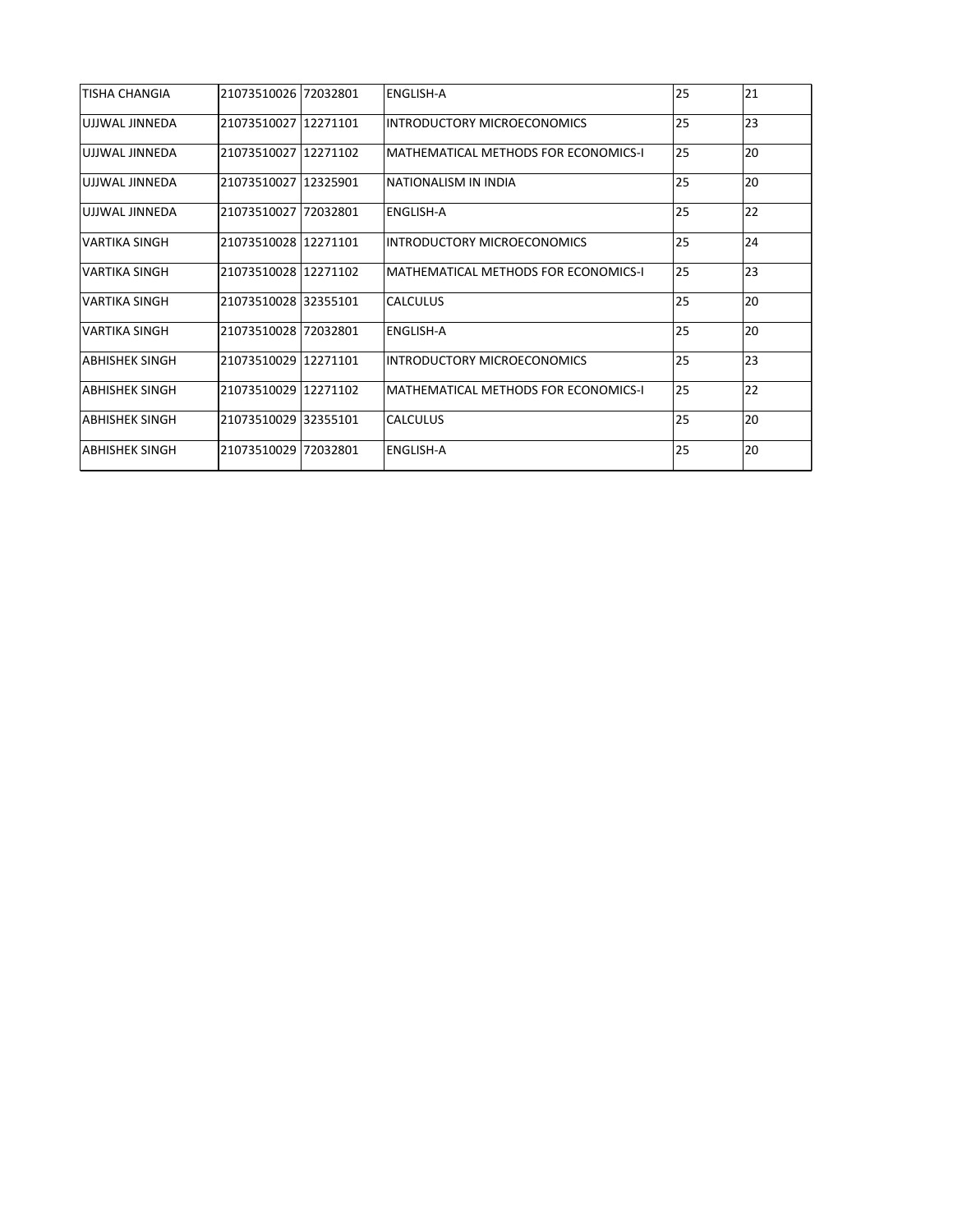| | | | | | |
|---|---|---|---|---|---|
| TISHA CHANGIA | 21073510026 | 72032801 | ENGLISH-A | 25 | 21 |
| UJJWAL JINNEDA | 21073510027 | 12271101 | INTRODUCTORY MICROECONOMICS | 25 | 23 |
| UJJWAL JINNEDA | 21073510027 | 12271102 | MATHEMATICAL METHODS FOR ECONOMICS-I | 25 | 20 |
| UJJWAL JINNEDA | 21073510027 | 12325901 | NATIONALISM IN INDIA | 25 | 20 |
| UJJWAL JINNEDA | 21073510027 | 72032801 | ENGLISH-A | 25 | 22 |
| VARTIKA SINGH | 21073510028 | 12271101 | INTRODUCTORY MICROECONOMICS | 25 | 24 |
| VARTIKA SINGH | 21073510028 | 12271102 | MATHEMATICAL METHODS FOR ECONOMICS-I | 25 | 23 |
| VARTIKA SINGH | 21073510028 | 32355101 | CALCULUS | 25 | 20 |
| VARTIKA SINGH | 21073510028 | 72032801 | ENGLISH-A | 25 | 20 |
| ABHISHEK SINGH | 21073510029 | 12271101 | INTRODUCTORY MICROECONOMICS | 25 | 23 |
| ABHISHEK SINGH | 21073510029 | 12271102 | MATHEMATICAL METHODS FOR ECONOMICS-I | 25 | 22 |
| ABHISHEK SINGH | 21073510029 | 32355101 | CALCULUS | 25 | 20 |
| ABHISHEK SINGH | 21073510029 | 72032801 | ENGLISH-A | 25 | 20 |